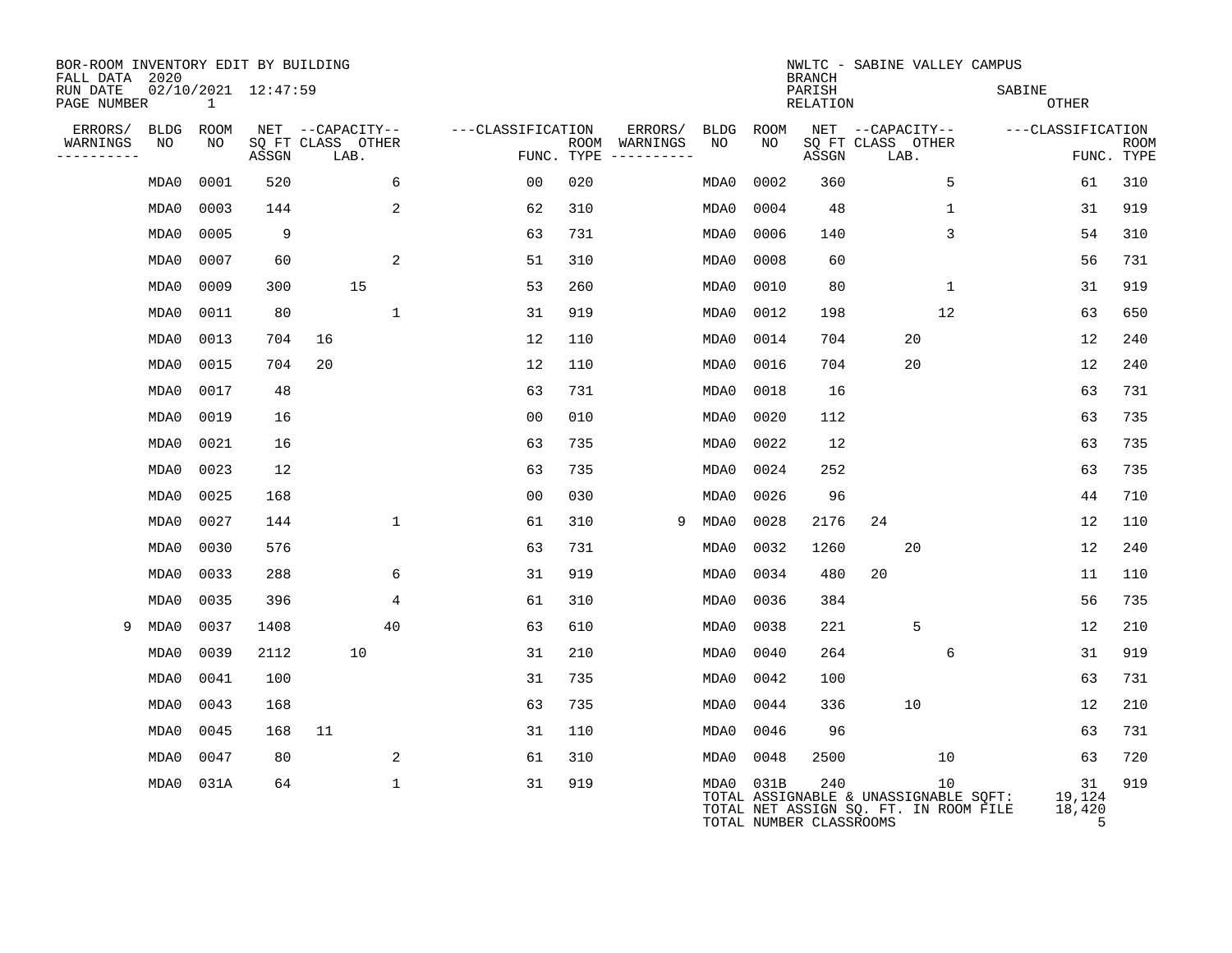BOR-ROOM INVENTORY EDIT BY BUILDING
FALL DATA 2020
RUN DATE 02/10/2021 12:47:59
PAGE NUMBER 1

NWLTC - SABINE VALLEY CAMPUS
BRANCH
PARISH SABINE
RELATION OTHER

| ERRORS/ WARNINGS | BLDG NO | ROOM NO | NET SQ FT ASSGN | CAPACITY CLASS | CAPACITY LAB. | CAPACITY OTHER | CLASSIFICATION FUNC. | ROOM TYPE | ERRORS/ WARNINGS | BLDG NO | ROOM NO | NET SQ FT ASSGN | CAPACITY CLASS | CAPACITY LAB. | CAPACITY OTHER | CLASSIFICATION FUNC. | ROOM TYPE |
|---|---|---|---|---|---|---|---|---|---|---|---|---|---|---|---|---|---|
| | MDA0 | 0001 | 520 | | | 6 | 00 | 020 | | MDA0 | 0002 | 360 | | | 5 | 61 | 310 |
| | MDA0 | 0003 | 144 | | | 2 | 62 | 310 | | MDA0 | 0004 | 48 | | | 1 | 31 | 919 |
| | MDA0 | 0005 | 9 | | | | 63 | 731 | | MDA0 | 0006 | 140 | | | 3 | 54 | 310 |
| | MDA0 | 0007 | 60 | | | 2 | 51 | 310 | | MDA0 | 0008 | 60 | | | | 56 | 731 |
| | MDA0 | 0009 | 300 | | 15 | | 53 | 260 | | MDA0 | 0010 | 80 | | | 1 | 31 | 919 |
| | MDA0 | 0011 | 80 | | | 1 | 31 | 919 | | MDA0 | 0012 | 198 | | | 12 | 63 | 650 |
| | MDA0 | 0013 | 704 | 16 | | | 12 | 110 | | MDA0 | 0014 | 704 | | 20 | | 12 | 240 |
| | MDA0 | 0015 | 704 | 20 | | | 12 | 110 | | MDA0 | 0016 | 704 | | 20 | | 12 | 240 |
| | MDA0 | 0017 | 48 | | | | 63 | 731 | | MDA0 | 0018 | 16 | | | | 63 | 731 |
| | MDA0 | 0019 | 16 | | | | 00 | 010 | | MDA0 | 0020 | 112 | | | | 63 | 735 |
| | MDA0 | 0021 | 16 | | | | 63 | 735 | | MDA0 | 0022 | 12 | | | | 63 | 735 |
| | MDA0 | 0023 | 12 | | | | 63 | 735 | | MDA0 | 0024 | 252 | | | | 63 | 735 |
| | MDA0 | 0025 | 168 | | | | 00 | 030 | | MDA0 | 0026 | 96 | | | | 44 | 710 |
| | MDA0 | 0027 | 144 | | | 1 | 61 | 310 | 9 | MDA0 | 0028 | 2176 | 24 | | | 12 | 110 |
| | MDA0 | 0030 | 576 | | | | 63 | 731 | | MDA0 | 0032 | 1260 | | 20 | | 12 | 240 |
| | MDA0 | 0033 | 288 | | | 6 | 31 | 919 | | MDA0 | 0034 | 480 | 20 | | | 11 | 110 |
| | MDA0 | 0035 | 396 | | | 4 | 61 | 310 | | MDA0 | 0036 | 384 | | | | 56 | 735 |
| 9 | MDA0 | 0037 | 1408 | | | 40 | 63 | 610 | | MDA0 | 0038 | 221 | | 5 | | 12 | 210 |
| | MDA0 | 0039 | 2112 | | 10 | | 31 | 210 | | MDA0 | 0040 | 264 | | | 6 | 31 | 919 |
| | MDA0 | 0041 | 100 | | | | 31 | 735 | | MDA0 | 0042 | 100 | | | | 63 | 731 |
| | MDA0 | 0043 | 168 | | | | 63 | 735 | | MDA0 | 0044 | 336 | | 10 | | 12 | 210 |
| | MDA0 | 0045 | 168 | 11 | | | 31 | 110 | | MDA0 | 0046 | 96 | | | | 63 | 731 |
| | MDA0 | 0047 | 80 | | | 2 | 61 | 310 | | MDA0 | 0048 | 2500 | | | 10 | 63 | 720 |
| | MDA0 | 031A | 64 | | | 1 | 31 | 919 | | MDA0 | 031B | 240 | | | 10 | 31 | 919 |

TOTAL ASSIGNABLE & UNASSIGNABLE SQFT: 19,124
TOTAL NET ASSIGN SQ. FT. IN ROOM FILE 18,420
TOTAL NUMBER CLASSROOMS 5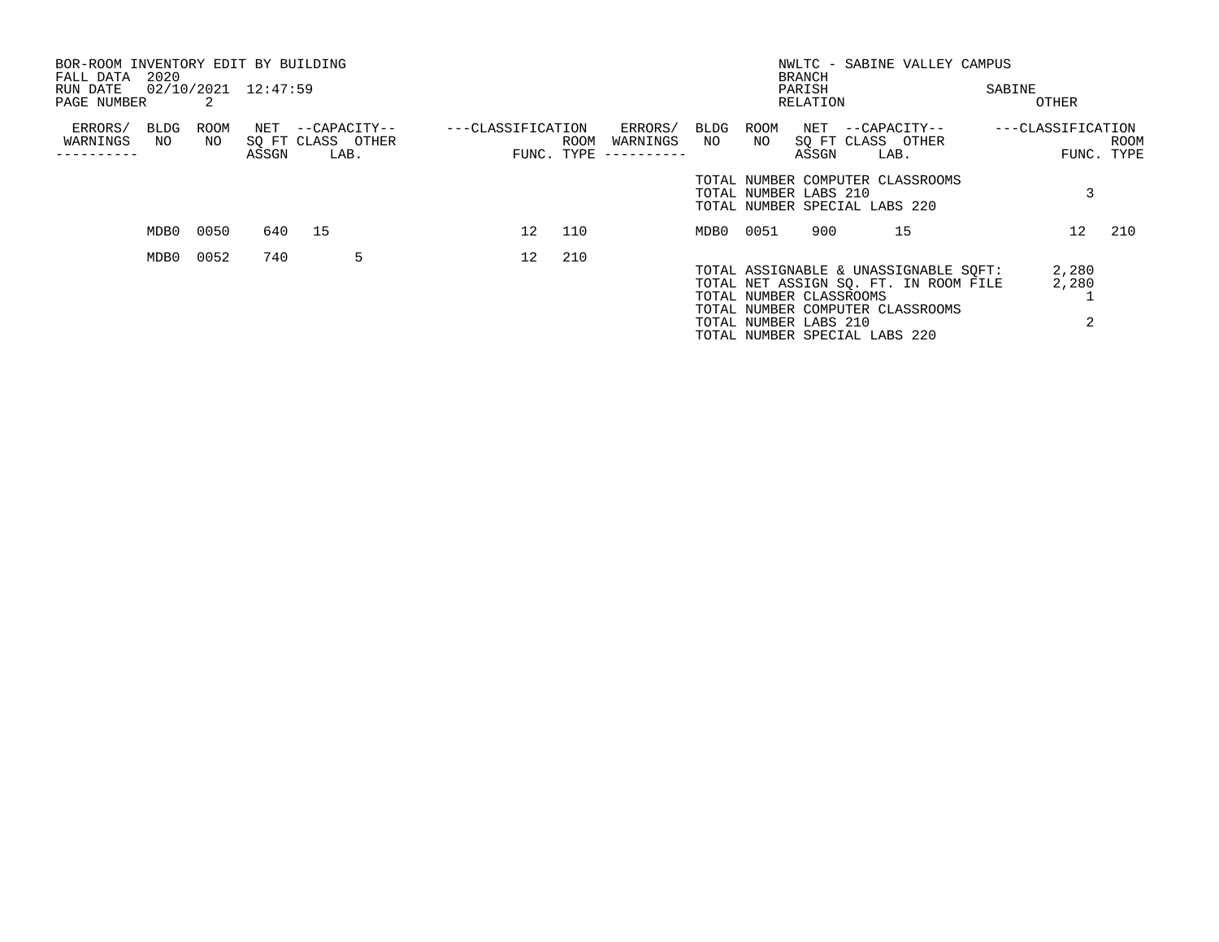BOR-ROOM INVENTORY EDIT BY BUILDING
FALL DATA 2020
RUN DATE 02/10/2021 12:47:59

NWLTC - SABINE VALLEY CAMPUS
BRANCH
PARISH SABINE
RELATION OTHER

| ERRORS/ WARNINGS | BLDG NO | ROOM NO | NET SQ FT ASSGN | CAPACITY CLASS | CAPACITY OTHER LAB. | CLASSIFICATION FUNC. | ROOM TYPE | ERRORS/ WARNINGS | BLDG NO | ROOM NO | NET SQ FT ASSGN | CAPACITY CLASS | CAPACITY OTHER LAB. | CLASSIFICATION FUNC. | ROOM TYPE |
|---|---|---|---|---|---|---|---|---|---|---|---|---|---|---|---|
| | | | | | | | | | TOTAL NUMBER COMPUTER CLASSROOMS | | | | | | |
| | | | | | | | | | TOTAL NUMBER LABS 210 | | | | | 3 | |
| | | | | | | | | | TOTAL NUMBER SPECIAL LABS 220 | | | | | | |
| | MDB0 | 0050 | 640 | 15 | | 12 | 110 | | MDB0 | 0051 | 900 | | 15 | 12 | 210 |
| | MDB0 | 0052 | 740 | | 5 | 12 | 210 | | | | | | | | |

TOTAL ASSIGNABLE & UNASSIGNABLE SQFT: 2,280
TOTAL NET ASSIGN SQ. FT. IN ROOM FILE 2,280
TOTAL NUMBER CLASSROOMS 1
TOTAL NUMBER COMPUTER CLASSROOMS
TOTAL NUMBER LABS 210 2
TOTAL NUMBER SPECIAL LABS 220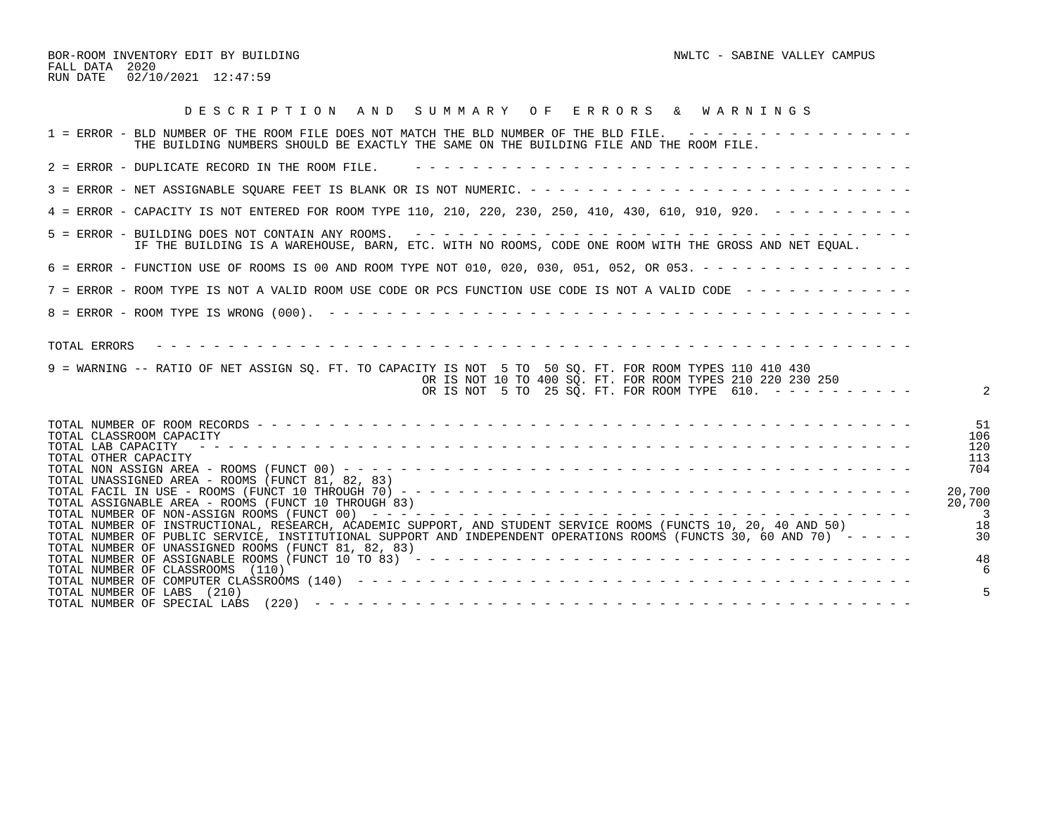BOR-ROOM INVENTORY EDIT BY BUILDING

FALL DATA 2020

RUN DATE 02/10/2021 12:47:59

NWLTC - SABINE VALLEY CAMPUS

## D E S C R I P T I O N   A N D   S U M M A R Y   O F   E R R O R S   &   W A R N I N G S

| | |
|---|---|
| 1 = ERROR - BLD NUMBER OF THE ROOM FILE DOES NOT MATCH THE BLD NUMBER OF THE BLD FILE. THE BUILDING NUMBERS SHOULD BE EXACTLY THE SAME ON THE BUILDING FILE AND THE ROOM FILE. | |
| 2 = ERROR - DUPLICATE RECORD IN THE ROOM FILE. | |
| 3 = ERROR - NET ASSIGNABLE SQUARE FEET IS BLANK OR IS NOT NUMERIC. | |
| 4 = ERROR - CAPACITY IS NOT ENTERED FOR ROOM TYPE 110, 210, 220, 230, 250, 410, 430, 610, 910, 920. | |
| 5 = ERROR - BUILDING DOES NOT CONTAIN ANY ROOMS. IF THE BUILDING IS A WAREHOUSE, BARN, ETC. WITH NO ROOMS, CODE ONE ROOM WITH THE GROSS AND NET EQUAL. | |
| 6 = ERROR - FUNCTION USE OF ROOMS IS 00 AND ROOM TYPE NOT 010, 020, 030, 051, 052, OR 053. | |
| 7 = ERROR - ROOM TYPE IS NOT A VALID ROOM USE CODE OR PCS FUNCTION USE CODE IS NOT A VALID CODE | |
| 8 = ERROR - ROOM TYPE IS WRONG (000). | |
| TOTAL ERRORS | |
| 9 = WARNING -- RATIO OF NET ASSIGN SQ. FT. TO CAPACITY IS NOT 5 TO 50 SQ. FT. FOR ROOM TYPES 110 410 430 OR IS NOT 10 TO 400 SQ. FT. FOR ROOM TYPES 210 220 230 250 OR IS NOT 5 TO 25 SQ. FT. FOR ROOM TYPE 610. | 2 |

| | |
|---|---|
| TOTAL NUMBER OF ROOM RECORDS | 51 |
| TOTAL CLASSROOM CAPACITY | 106 |
| TOTAL LAB CAPACITY | 120 |
| TOTAL OTHER CAPACITY | 113 |
| TOTAL NON ASSIGN AREA - ROOMS (FUNCT 00) | 704 |
| TOTAL UNASSIGNED AREA - ROOMS (FUNCT 81, 82, 83) | |
| TOTAL FACIL IN USE - ROOMS (FUNCT 10 THROUGH 70) | 20,700 |
| TOTAL ASSIGNABLE AREA - ROOMS (FUNCT 10 THROUGH 83) | 20,700 |
| TOTAL NUMBER OF NON-ASSIGN ROOMS (FUNCT 00) | 3 |
| TOTAL NUMBER OF INSTRUCTIONAL, RESEARCH, ACADEMIC SUPPORT, AND STUDENT SERVICE ROOMS (FUNCTS 10, 20, 40 AND 50) | 18 |
| TOTAL NUMBER OF PUBLIC SERVICE, INSTITUTIONAL SUPPORT AND INDEPENDENT OPERATIONS ROOMS (FUNCTS 30, 60 AND 70) | 30 |
| TOTAL NUMBER OF UNASSIGNED ROOMS (FUNCT 81, 82, 83) | |
| TOTAL NUMBER OF ASSIGNABLE ROOMS (FUNCT 10 TO 83) | 48 |
| TOTAL NUMBER OF CLASSROOMS (110) | 6 |
| TOTAL NUMBER OF COMPUTER CLASSROOMS (140) | |
| TOTAL NUMBER OF LABS (210) | 5 |
| TOTAL NUMBER OF SPECIAL LABS (220) | |